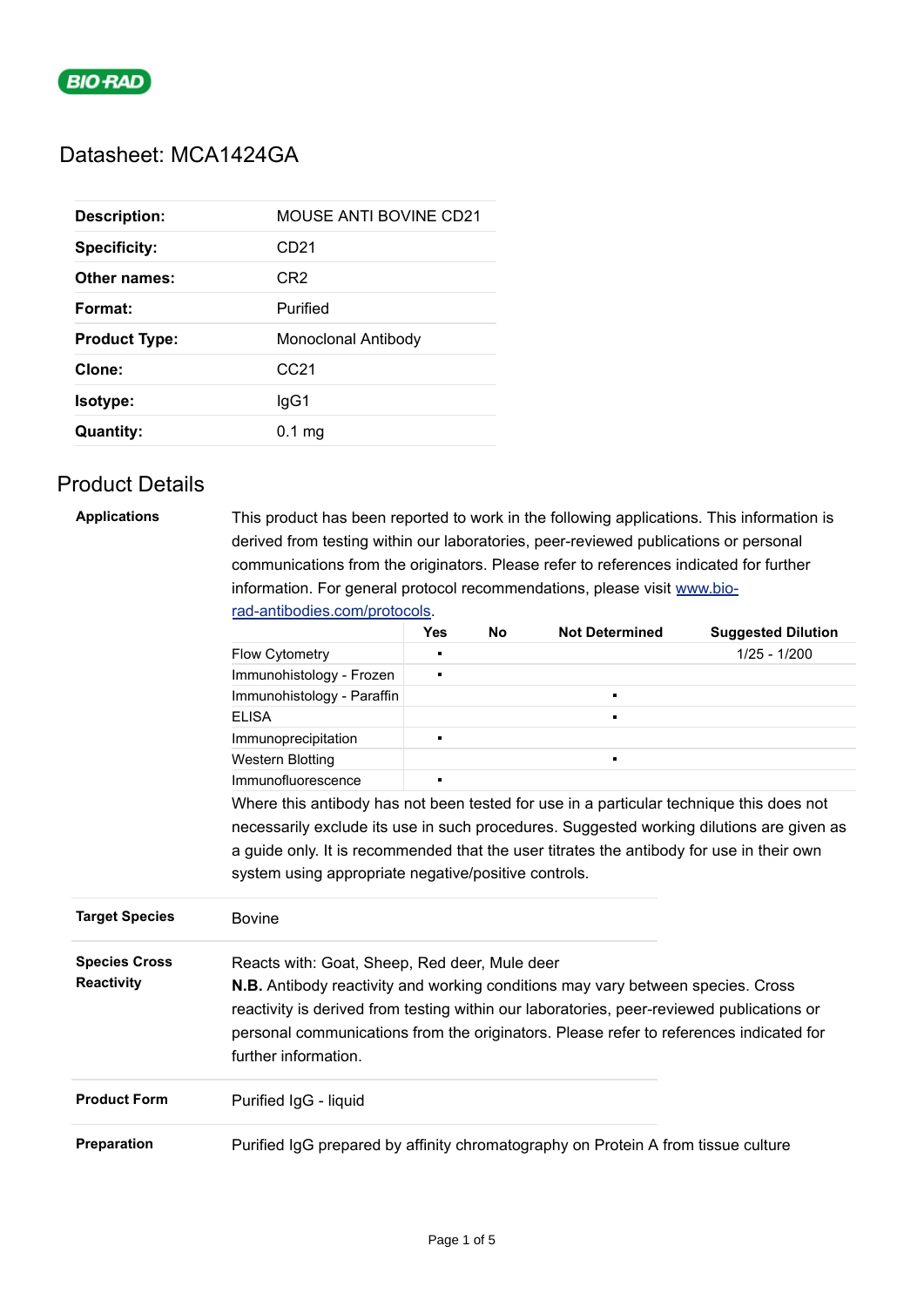# Datasheet: MCA1424GA

| | |
|---|---|
| **Description:** | MOUSE ANTI BOVINE CD21 |
| **Specificity:** | CD21 |
| **Other names:** | CR2 |
| **Format:** | Purified |
| **Product Type:** | Monoclonal Antibody |
| **Clone:** | CC21 |
| **Isotype:** | IgG1 |
| **Quantity:** | 0.1 mg |

## Product Details

**Applications**

This product has been reported to work in the following applications. This information is derived from testing within our laboratories, peer-reviewed publications or personal communications from the originators. Please refer to references indicated for further information. For general protocol recommendations, please visit [www.bio-rad-antibodies.com/protocols](www.bio-rad-antibodies.com/protocols).

| | Yes | No | Not Determined | Suggested Dilution |
|---|---|---|---|---|
| Flow Cytometry | ▪ | | | 1/25 - 1/200 |
| Immunohistology - Frozen | ▪ | | | |
| Immunohistology - Paraffin | | | ▪ | |
| ELISA | | | ▪ | |
| Immunoprecipitation | ▪ | | | |
| Western Blotting | | | ▪ | |
| Immunofluorescence | ▪ | | | |

Where this antibody has not been tested for use in a particular technique this does not necessarily exclude its use in such procedures. Suggested working dilutions are given as a guide only. It is recommended that the user titrates the antibody for use in their own system using appropriate negative/positive controls.

**Target Species**

Bovine

**Species Cross Reactivity**

Reacts with: Goat, Sheep, Red deer, Mule deer

**N.B.** Antibody reactivity and working conditions may vary between species. Cross reactivity is derived from testing within our laboratories, peer-reviewed publications or personal communications from the originators. Please refer to references indicated for further information.

**Product Form**

Purified IgG - liquid

**Preparation**

Purified IgG prepared by affinity chromatography on Protein A from tissue culture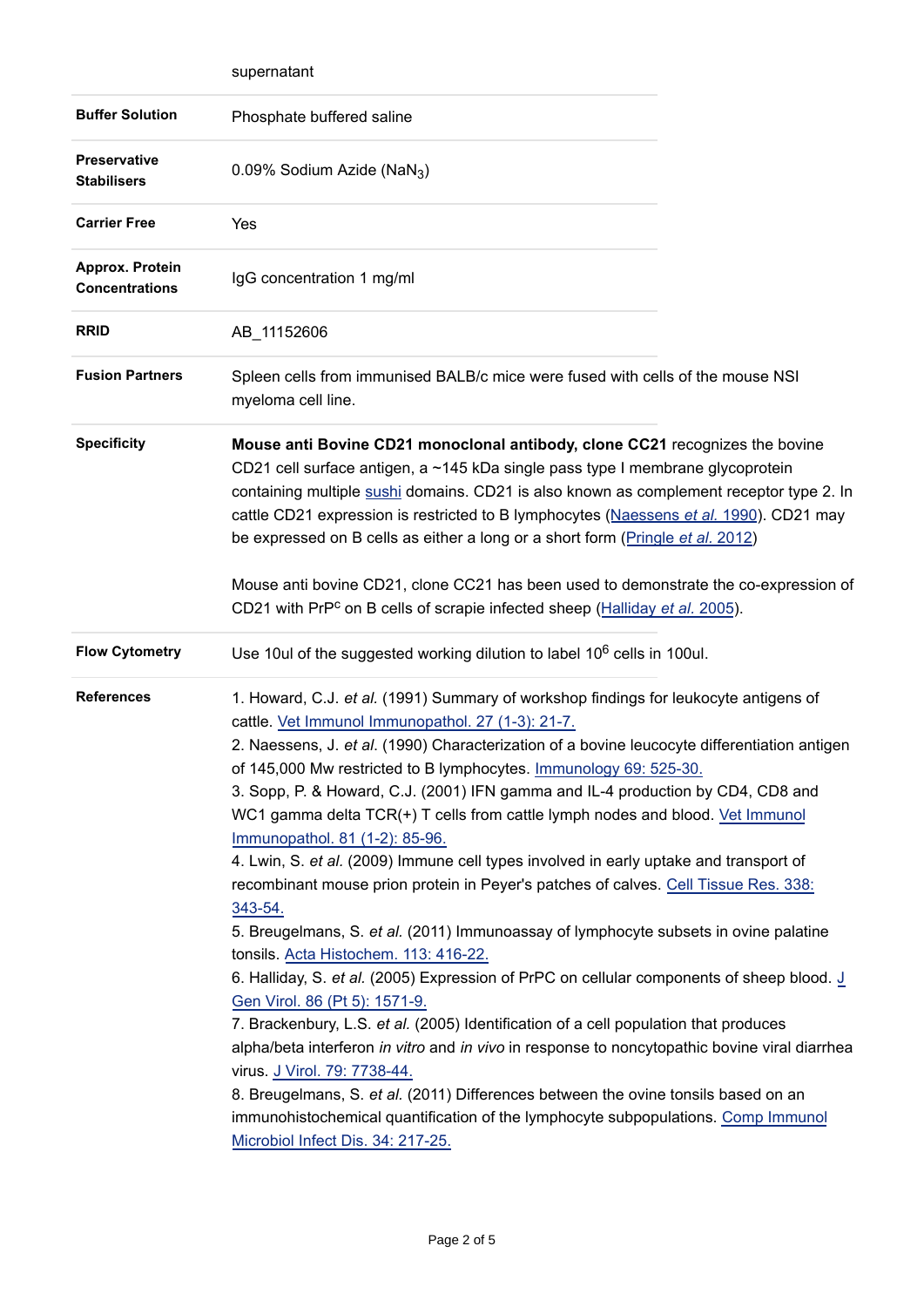| | |
|---|---|
| | supernatant |
| **Buffer Solution** | Phosphate buffered saline |
| **Preservative Stabilisers** | 0.09% Sodium Azide ($NaN_3$) |
| **Carrier Free** | Yes |
| **Approx. Protein Concentrations** | IgG concentration 1 mg/ml |
| **RRID** | AB_11152606 |
| **Fusion Partners** | Spleen cells from immunised BALB/c mice were fused with cells of the mouse NSI myeloma cell line. |
| **Specificity** | **Mouse anti Bovine CD21 monoclonal antibody, clone CC21** recognizes the bovine CD21 cell surface antigen, a ~145 kDa single pass type I membrane glycoprotein containing multiple sushi domains. CD21 is also known as complement receptor type 2. In cattle CD21 expression is restricted to B lymphocytes (Naessens *et al.* 1990). CD21 may be expressed on B cells as either a long or a short form (Pringle *et al.* 2012)<br><br>Mouse anti bovine CD21, clone CC21 has been used to demonstrate the co-expression of CD21 with $PrP^c$ on B cells of scrapie infected sheep (Halliday *et al.* 2005). |
| **Flow Cytometry** | Use 10ul of the suggested working dilution to label $10^6$ cells in 100ul. |
| **References** | 1. Howard, C.J. *et al.* (1991) Summary of workshop findings for leukocyte antigens of cattle. Vet Immunol Immunopathol. 27 (1-3): 21-7.<br>2. Naessens, J. *et al*. (1990) Characterization of a bovine leucocyte differentiation antigen of 145,000 Mw restricted to B lymphocytes. Immunology 69: 525-30.<br>3. Sopp, P. & Howard, C.J. (2001) IFN gamma and IL-4 production by CD4, CD8 and WC1 gamma delta TCR(+) T cells from cattle lymph nodes and blood. Vet Immunol Immunopathol. 81 (1-2): 85-96.<br>4. Lwin, S. *et al.* (2009) Immune cell types involved in early uptake and transport of recombinant mouse prion protein in Peyer's patches of calves. Cell Tissue Res. 338: 343-54.<br>5. Breugelmans, S. *et al.* (2011) Immunoassay of lymphocyte subsets in ovine palatine tonsils. Acta Histochem. 113: 416-22.<br>6. Halliday, S. *et al.* (2005) Expression of PrPC on cellular components of sheep blood. J Gen Virol. 86 (Pt 5): 1571-9.<br>7. Brackenbury, L.S. *et al.* (2005) Identification of a cell population that produces alpha/beta interferon *in vitro* and *in vivo* in response to noncytopathic bovine viral diarrhea virus. J Virol. 79: 7738-44.<br>8. Breugelmans, S. *et al.* (2011) Differences between the ovine tonsils based on an immunohistochemical quantification of the lymphocyte subpopulations. Comp Immunol Microbiol Infect Dis. 34: 217-25. |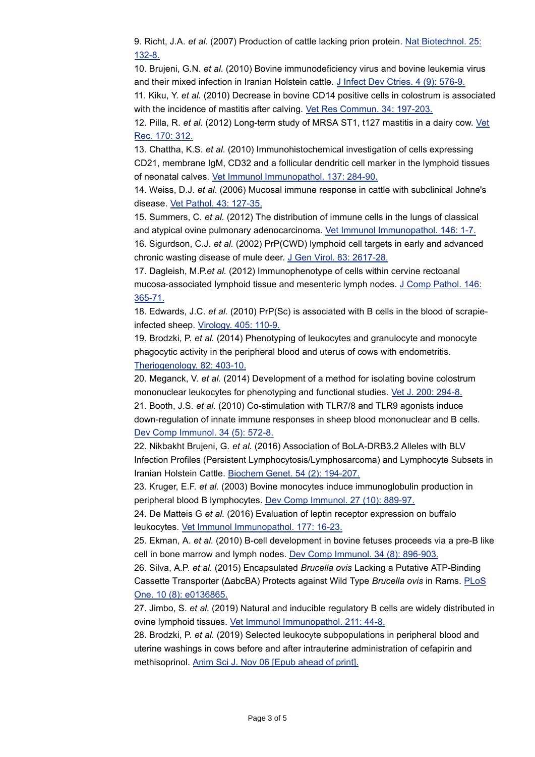9. Richt, J.A. *et al.* (2007) Production of cattle lacking prion protein. [Nat Biotechnol. 25: 132-8.]

10. Brujeni, G.N. *et al.* (2010) Bovine immunodeficiency virus and bovine leukemia virus and their mixed infection in Iranian Holstein cattle. [J Infect Dev Ctries. 4 (9): 576-9.]

11. Kiku, Y. *et al.* (2010) Decrease in bovine CD14 positive cells in colostrum is associated with the incidence of mastitis after calving. [Vet Res Commun. 34: 197-203.]

12. Pilla, R. *et al.* (2012) Long-term study of MRSA ST1, t127 mastitis in a dairy cow. [Vet Rec. 170: 312.]

13. Chattha, K.S. *et al.* (2010) Immunohistochemical investigation of cells expressing CD21, membrane IgM, CD32 and a follicular dendritic cell marker in the lymphoid tissues of neonatal calves. [Vet Immunol Immunopathol. 137: 284-90.]

14. Weiss, D.J. *et al.* (2006) Mucosal immune response in cattle with subclinical Johne's disease. [Vet Pathol. 43: 127-35.]

15. Summers, C. *et al.* (2012) The distribution of immune cells in the lungs of classical and atypical ovine pulmonary adenocarcinoma. [Vet Immunol Immunopathol. 146: 1-7.]

16. Sigurdson, C.J. *et al.* (2002) PrP(CWD) lymphoid cell targets in early and advanced chronic wasting disease of mule deer. [J Gen Virol. 83: 2617-28.]

17. Dagleish, M.P.*et al.* (2012) Immunophenotype of cells within cervine rectoanal mucosa-associated lymphoid tissue and mesenteric lymph nodes. [J Comp Pathol. 146: 365-71.]

18. Edwards, J.C. *et al.* (2010) PrP(Sc) is associated with B cells in the blood of scrapie-infected sheep. [Virology. 405: 110-9.]

19. Brodzki, P. *et al.* (2014) Phenotyping of leukocytes and granulocyte and monocyte phagocytic activity in the peripheral blood and uterus of cows with endometritis. [Theriogenology. 82: 403-10.]

20. Meganck, V. *et al.* (2014) Development of a method for isolating bovine colostrum mononuclear leukocytes for phenotyping and functional studies. [Vet J. 200: 294-8.]

21. Booth, J.S. *et al.* (2010) Co-stimulation with TLR7/8 and TLR9 agonists induce down-regulation of innate immune responses in sheep blood mononuclear and B cells. [Dev Comp Immunol. 34 (5): 572-8.]

22. Nikbakht Brujeni, G. *et al.* (2016) Association of BoLA-DRB3.2 Alleles with BLV Infection Profiles (Persistent Lymphocytosis/Lymphosarcoma) and Lymphocyte Subsets in Iranian Holstein Cattle. [Biochem Genet. 54 (2): 194-207.]

23. Kruger, E.F. *et al.* (2003) Bovine monocytes induce immunoglobulin production in peripheral blood B lymphocytes. [Dev Comp Immunol. 27 (10): 889-97.]

24. De Matteis G *et al.* (2016) Evaluation of leptin receptor expression on buffalo leukocytes. [Vet Immunol Immunopathol. 177: 16-23.]

25. Ekman, A. *et al.* (2010) B-cell development in bovine fetuses proceeds via a pre-B like cell in bone marrow and lymph nodes. [Dev Comp Immunol. 34 (8): 896-903.]

26. Silva, A.P. *et al.* (2015) Encapsulated *Brucella ovis* Lacking a Putative ATP-Binding Cassette Transporter (ΔabcBA) Protects against Wild Type *Brucella ovis* in Rams. [PLoS One. 10 (8): e0136865.]

27. Jimbo, S. *et al.* (2019) Natural and inducible regulatory B cells are widely distributed in ovine lymphoid tissues. [Vet Immunol Immunopathol. 211: 44-8.]

28. Brodzki, P. *et al.* (2019) Selected leukocyte subpopulations in peripheral blood and uterine washings in cows before and after intrauterine administration of cefapirin and methisoprinol. [Anim Sci J. Nov 06 [Epub ahead of print].]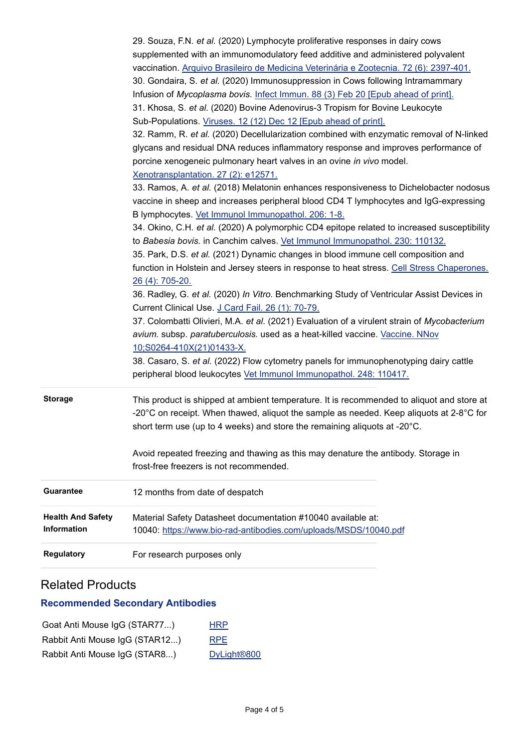29. Souza, F.N. *et al.* (2020) Lymphocyte proliferative responses in dairy cows supplemented with an immunomodulatory feed additive and administered polyvalent vaccination. Arquivo Brasileiro de Medicina Veterinária e Zootecnia. 72 (6): 2397-401.
30. Gondaira, S. *et al.* (2020) Immunosuppression in Cows following Intramammary Infusion of *Mycoplasma bovis*. Infect Immun. 88 (3) Feb 20 [Epub ahead of print].
31. Khosa, S. *et al.* (2020) Bovine Adenovirus-3 Tropism for Bovine Leukocyte Sub-Populations. Viruses. 12 (12) Dec 12 [Epub ahead of print].
32. Ramm, R. *et al.* (2020) Decellularization combined with enzymatic removal of N-linked glycans and residual DNA reduces inflammatory response and improves performance of porcine xenogeneic pulmonary heart valves in an ovine *in vivo* model. Xenotransplantation. 27 (2): e12571.
33. Ramos, A. *et al.* (2018) Melatonin enhances responsiveness to Dichelobacter nodosus vaccine in sheep and increases peripheral blood CD4 T lymphocytes and IgG-expressing B lymphocytes. Vet Immunol Immunopathol. 206: 1-8.
34. Okino, C.H. *et al.* (2020) A polymorphic CD4 epitope related to increased susceptibility to *Babesia bovis.* in Canchim calves. Vet Immunol Immunopathol. 230: 110132.
35. Park, D.S. *et al.* (2021) Dynamic changes in blood immune cell composition and function in Holstein and Jersey steers in response to heat stress. Cell Stress Chaperones. 26 (4): 705-20.
36. Radley, G. *et al.* (2020) *In Vitro.* Benchmarking Study of Ventricular Assist Devices in Current Clinical Use. J Card Fail. 26 (1): 70-79.
37. Colombatti Olivieri, M.A. *et al.* (2021) Evaluation of a virulent strain of *Mycobacterium avium.* subsp. *paratuberculosis.* used as a heat-killed vaccine. Vaccine. NNov 10;S0264-410X(21)01433-X.
38. Casaro, S. *et al.* (2022) Flow cytometry panels for immunophenotyping dairy cattle peripheral blood leukocytes Vet Immunol Immunopathol. 248: 110417.

| | |
|---|---|
| **Storage** | This product is shipped at ambient temperature. It is recommended to aliquot and store at -20°C on receipt. When thawed, aliquot the sample as needed. Keep aliquots at 2-8°C for short term use (up to 4 weeks) and store the remaining aliquots at -20°C. <br><br> Avoid repeated freezing and thawing as this may denature the antibody. Storage in frost-free freezers is not recommended. |
| **Guarantee** | 12 months from date of despatch |
| **Health And Safety Information** | Material Safety Datasheet documentation #10040 available at: 10040: https://www.bio-rad-antibodies.com/uploads/MSDS/10040.pdf |
| **Regulatory** | For research purposes only |

## Related Products

### Recommended Secondary Antibodies

| | |
|---|---|
| Goat Anti Mouse IgG (STAR77...) | HRP |
| Rabbit Anti Mouse IgG (STAR12...) | RPE |
| Rabbit Anti Mouse IgG (STAR8...) | DyLight®800 |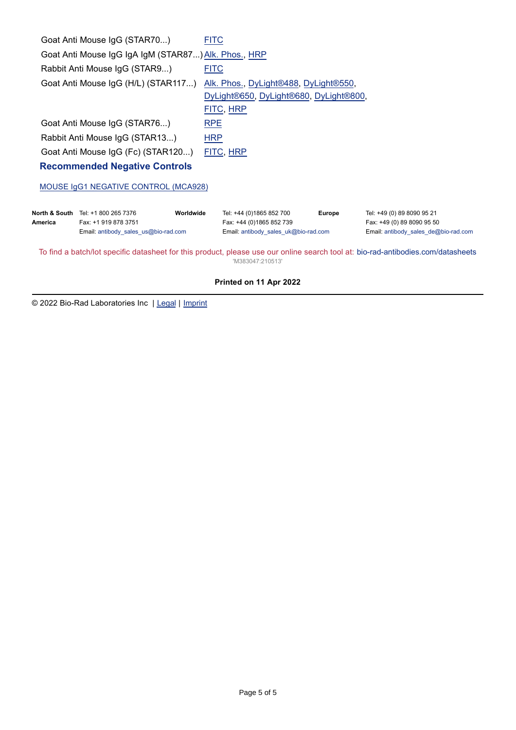| | |
|---|---|
| Goat Anti Mouse IgG (STAR70...) | FITC |
| Goat Anti Mouse IgG IgA IgM (STAR87...) | Alk. Phos., HRP |
| Rabbit Anti Mouse IgG (STAR9...) | FITC |
| Goat Anti Mouse IgG (H/L) (STAR117...) | Alk. Phos., DyLight®488, DyLight®550, DyLight®650, DyLight®680, DyLight®800, FITC, HRP |
| Goat Anti Mouse IgG (STAR76...) | RPE |
| Rabbit Anti Mouse IgG (STAR13...) | HRP |
| Goat Anti Mouse IgG (Fc) (STAR120...) | FITC, HRP |

## Recommended Negative Controls

MOUSE IgG1 NEGATIVE CONTROL (MCA928)

| | | | | | |
|---|---|---|---|---|---|
| **North & South America** | Tel: +1 800 265 7376<br>Fax: +1 919 878 3751<br>Email: antibody_sales_us@bio-rad.com | **Worldwide** | Tel: +44 (0)1865 852 700<br>Fax: +44 (0)1865 852 739<br>Email: antibody_sales_uk@bio-rad.com | **Europe** | Tel: +49 (0) 89 8090 95 21<br>Fax: +49 (0) 89 8090 95 50<br>Email: antibody_sales_de@bio-rad.com |

To find a batch/lot specific datasheet for this product, please use our online search tool at: bio-rad-antibodies.com/datasheets

'M383047:210513'

**Printed on 11 Apr 2022**

© 2022 Bio-Rad Laboratories Inc | Legal | Imprint